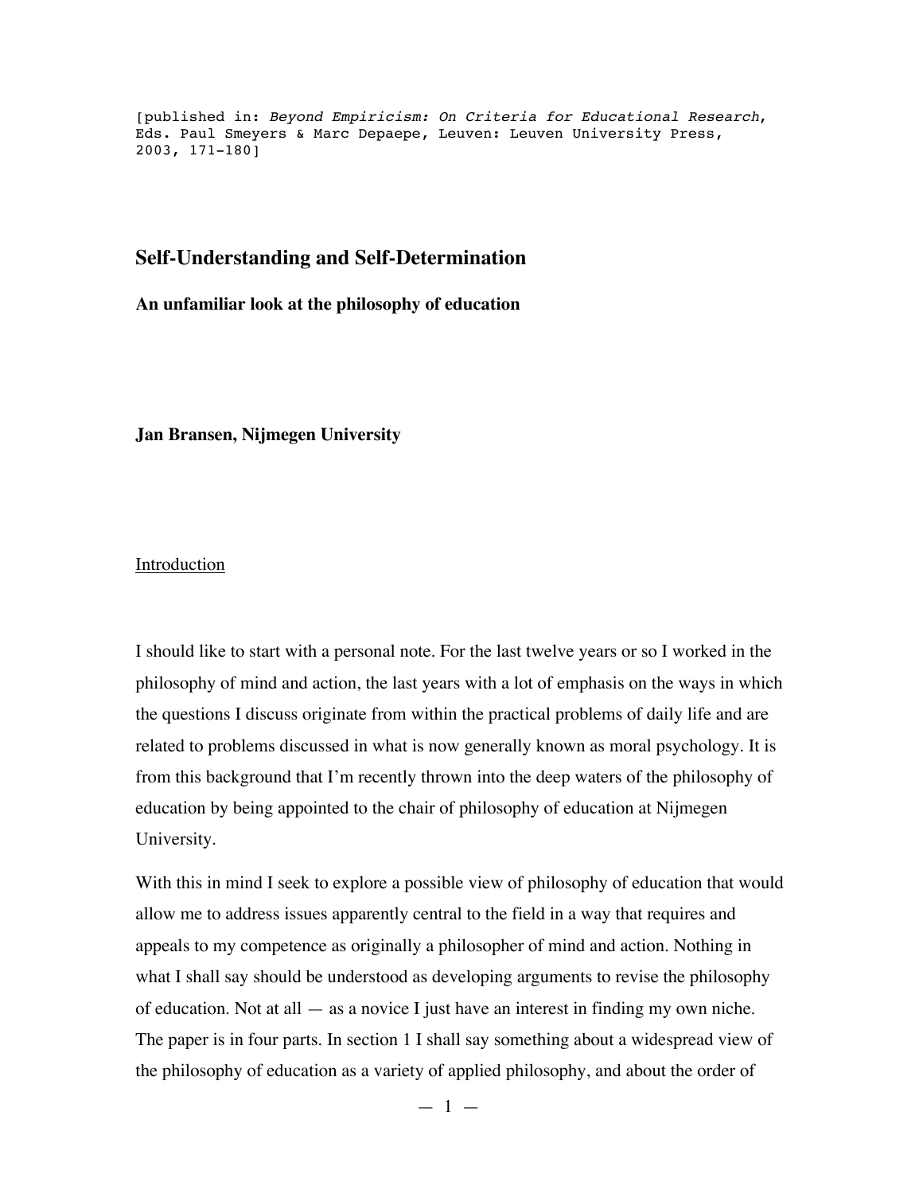[published in: *Beyond Empiricism: On Criteria for Educational Research*, Eds. Paul Smeyers & Marc Depaepe, Leuven: Leuven University Press, 2003, 171-180]

# Self-Understanding and Self-Determination

**An unfamiliar look at the philosophy of education**

**Jan Bransen, Nijmegen University**

## Introduction

I should like to start with a personal note. For the last twelve years or so I worked in the philosophy of mind and action, the last years with a lot of emphasis on the ways in which the questions I discuss originate from within the practical problems of daily life and are related to problems discussed in what is now generally known as moral psychology. It is from this background that I'm recently thrown into the deep waters of the philosophy of education by being appointed to the chair of philosophy of education at Nijmegen University.

With this in mind I seek to explore a possible view of philosophy of education that would allow me to address issues apparently central to the field in a way that requires and appeals to my competence as originally a philosopher of mind and action. Nothing in what I shall say should be understood as developing arguments to revise the philosophy of education. Not at all — as a novice I just have an interest in finding my own niche. The paper is in four parts. In section 1 I shall say something about a widespread view of the philosophy of education as a variety of applied philosophy, and about the order of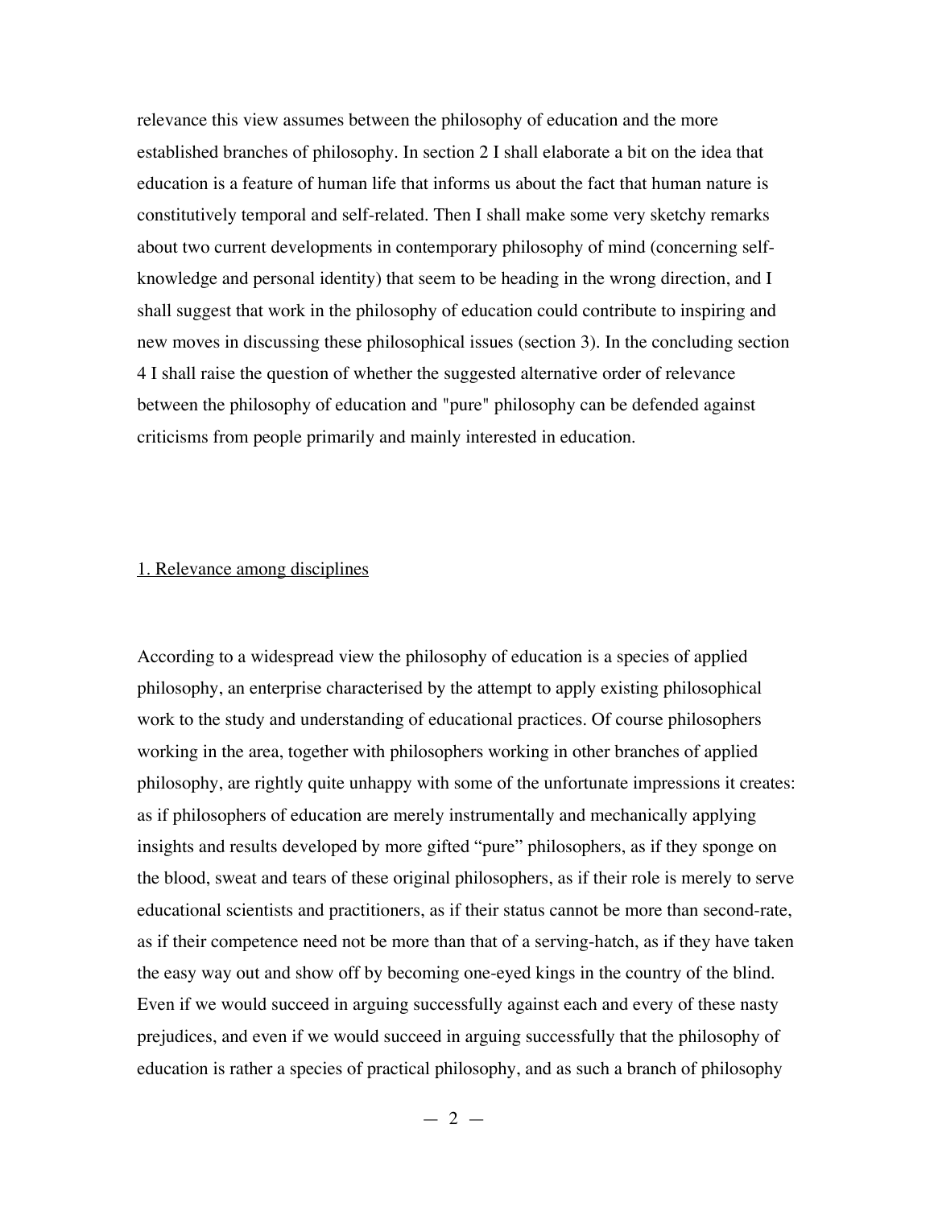relevance this view assumes between the philosophy of education and the more established branches of philosophy. In section 2 I shall elaborate a bit on the idea that education is a feature of human life that informs us about the fact that human nature is constitutively temporal and self-related. Then I shall make some very sketchy remarks about two current developments in contemporary philosophy of mind (concerning self-knowledge and personal identity) that seem to be heading in the wrong direction, and I shall suggest that work in the philosophy of education could contribute to inspiring and new moves in discussing these philosophical issues (section 3). In the concluding section 4 I shall raise the question of whether the suggested alternative order of relevance between the philosophy of education and "pure" philosophy can be defended against criticisms from people primarily and mainly interested in education.

## 1. Relevance among disciplines

According to a widespread view the philosophy of education is a species of applied philosophy, an enterprise characterised by the attempt to apply existing philosophical work to the study and understanding of educational practices. Of course philosophers working in the area, together with philosophers working in other branches of applied philosophy, are rightly quite unhappy with some of the unfortunate impressions it creates: as if philosophers of education are merely instrumentally and mechanically applying insights and results developed by more gifted "pure" philosophers, as if they sponge on the blood, sweat and tears of these original philosophers, as if their role is merely to serve educational scientists and practitioners, as if their status cannot be more than second-rate, as if their competence need not be more than that of a serving-hatch, as if they have taken the easy way out and show off by becoming one-eyed kings in the country of the blind. Even if we would succeed in arguing successfully against each and every of these nasty prejudices, and even if we would succeed in arguing successfully that the philosophy of education is rather a species of practical philosophy, and as such a branch of philosophy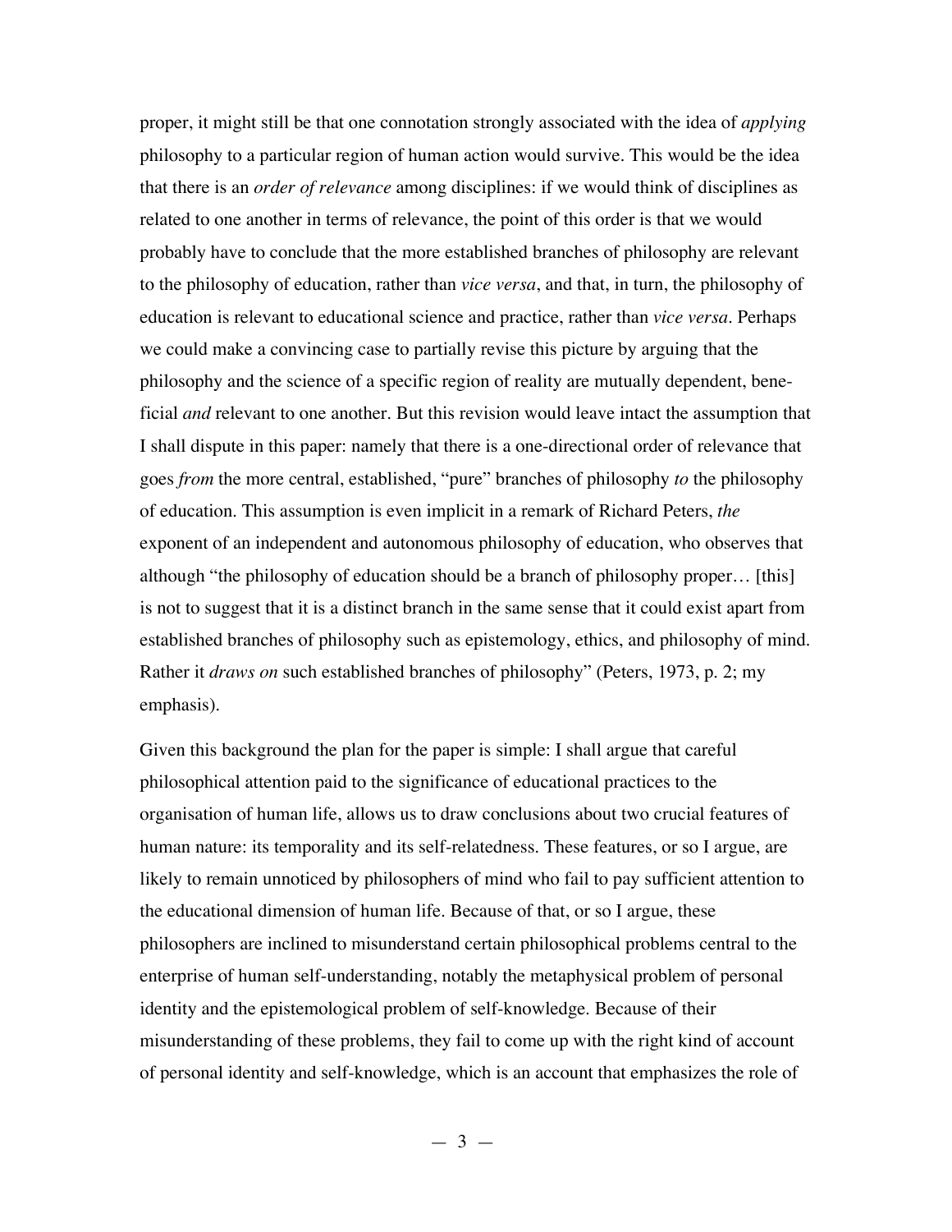proper, it might still be that one connotation strongly associated with the idea of *applying* philosophy to a particular region of human action would survive. This would be the idea that there is an *order of relevance* among disciplines: if we would think of disciplines as related to one another in terms of relevance, the point of this order is that we would probably have to conclude that the more established branches of philosophy are relevant to the philosophy of education, rather than *vice versa*, and that, in turn, the philosophy of education is relevant to educational science and practice, rather than *vice versa*. Perhaps we could make a convincing case to partially revise this picture by arguing that the philosophy and the science of a specific region of reality are mutually dependent, beneficial *and* relevant to one another. But this revision would leave intact the assumption that I shall dispute in this paper: namely that there is a one-directional order of relevance that goes *from* the more central, established, "pure" branches of philosophy *to* the philosophy of education. This assumption is even implicit in a remark of Richard Peters, *the* exponent of an independent and autonomous philosophy of education, who observes that although "the philosophy of education should be a branch of philosophy proper… [this] is not to suggest that it is a distinct branch in the same sense that it could exist apart from established branches of philosophy such as epistemology, ethics, and philosophy of mind. Rather it *draws on* such established branches of philosophy" (Peters, 1973, p. 2; my emphasis).

Given this background the plan for the paper is simple: I shall argue that careful philosophical attention paid to the significance of educational practices to the organisation of human life, allows us to draw conclusions about two crucial features of human nature: its temporality and its self-relatedness. These features, or so I argue, are likely to remain unnoticed by philosophers of mind who fail to pay sufficient attention to the educational dimension of human life. Because of that, or so I argue, these philosophers are inclined to misunderstand certain philosophical problems central to the enterprise of human self-understanding, notably the metaphysical problem of personal identity and the epistemological problem of self-knowledge. Because of their misunderstanding of these problems, they fail to come up with the right kind of account of personal identity and self-knowledge, which is an account that emphasizes the role of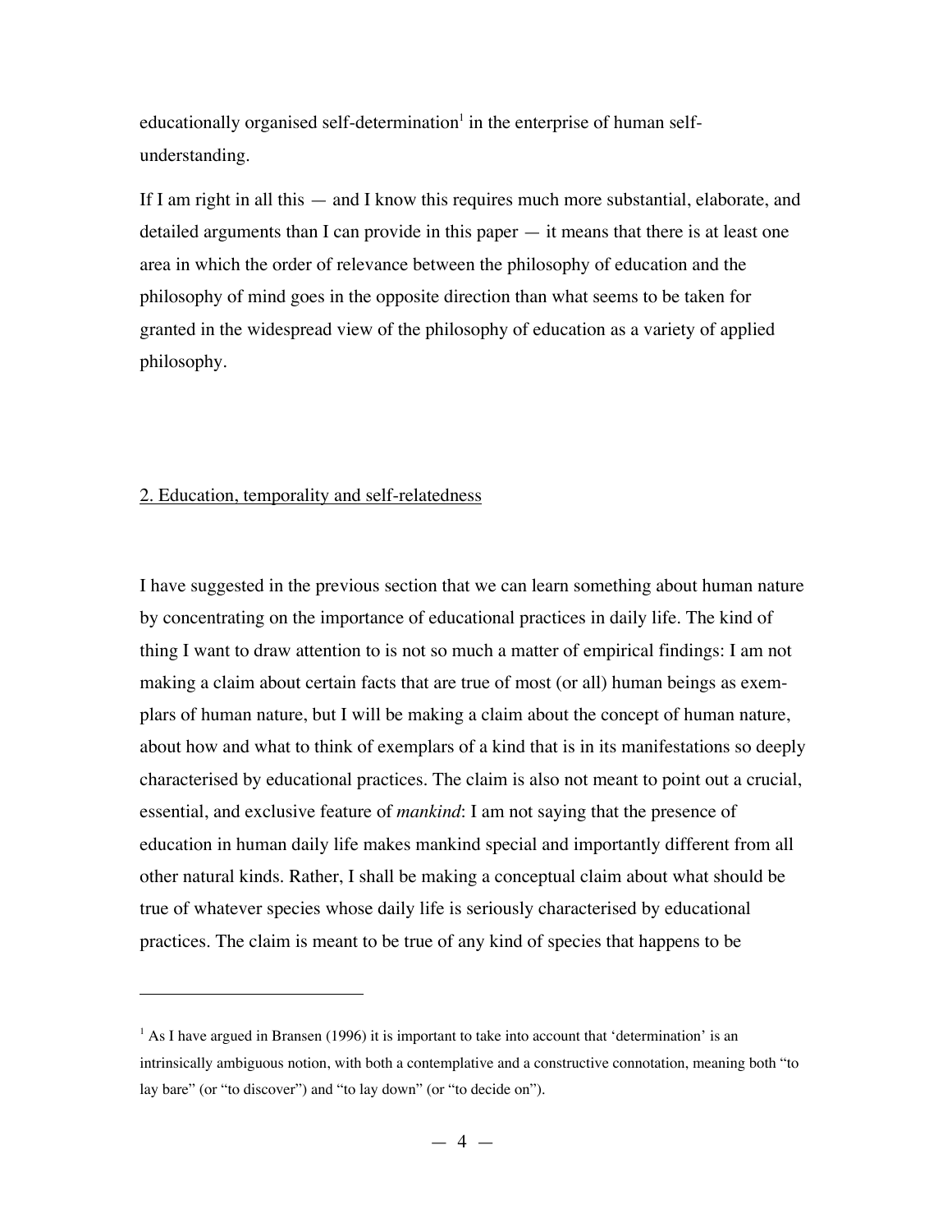educationally organised self-determination[1] in the enterprise of human self-understanding.

If I am right in all this — and I know this requires much more substantial, elaborate, and detailed arguments than I can provide in this paper — it means that there is at least one area in which the order of relevance between the philosophy of education and the philosophy of mind goes in the opposite direction than what seems to be taken for granted in the widespread view of the philosophy of education as a variety of applied philosophy.

## 2. Education, temporality and self-relatedness

I have suggested in the previous section that we can learn something about human nature by concentrating on the importance of educational practices in daily life. The kind of thing I want to draw attention to is not so much a matter of empirical findings: I am not making a claim about certain facts that are true of most (or all) human beings as exemplars of human nature, but I will be making a claim about the concept of human nature, about how and what to think of exemplars of a kind that is in its manifestations so deeply characterised by educational practices. The claim is also not meant to point out a crucial, essential, and exclusive feature of *mankind*: I am not saying that the presence of education in human daily life makes mankind special and importantly different from all other natural kinds. Rather, I shall be making a conceptual claim about what should be true of whatever species whose daily life is seriously characterised by educational practices. The claim is meant to be true of any kind of species that happens to be

---

[1] As I have argued in Bransen (1996) it is important to take into account that 'determination' is an intrinsically ambiguous notion, with both a contemplative and a constructive connotation, meaning both "to lay bare" (or "to discover") and "to lay down" (or "to decide on").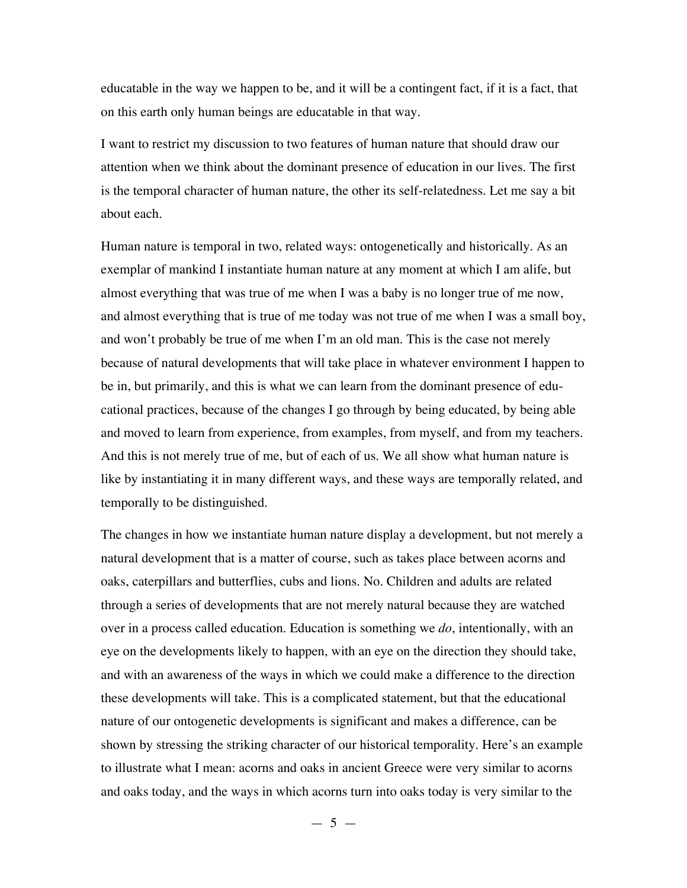educatable in the way we happen to be, and it will be a contingent fact, if it is a fact, that on this earth only human beings are educatable in that way.

I want to restrict my discussion to two features of human nature that should draw our attention when we think about the dominant presence of education in our lives. The first is the temporal character of human nature, the other its self-relatedness. Let me say a bit about each.

Human nature is temporal in two, related ways: ontogenetically and historically. As an exemplar of mankind I instantiate human nature at any moment at which I am alife, but almost everything that was true of me when I was a baby is no longer true of me now, and almost everything that is true of me today was not true of me when I was a small boy, and won't probably be true of me when I'm an old man. This is the case not merely because of natural developments that will take place in whatever environment I happen to be in, but primarily, and this is what we can learn from the dominant presence of educational practices, because of the changes I go through by being educated, by being able and moved to learn from experience, from examples, from myself, and from my teachers. And this is not merely true of me, but of each of us. We all show what human nature is like by instantiating it in many different ways, and these ways are temporally related, and temporally to be distinguished.

The changes in how we instantiate human nature display a development, but not merely a natural development that is a matter of course, such as takes place between acorns and oaks, caterpillars and butterflies, cubs and lions. No. Children and adults are related through a series of developments that are not merely natural because they are watched over in a process called education. Education is something we *do*, intentionally, with an eye on the developments likely to happen, with an eye on the direction they should take, and with an awareness of the ways in which we could make a difference to the direction these developments will take. This is a complicated statement, but that the educational nature of our ontogenetic developments is significant and makes a difference, can be shown by stressing the striking character of our historical temporality. Here's an example to illustrate what I mean: acorns and oaks in ancient Greece were very similar to acorns and oaks today, and the ways in which acorns turn into oaks today is very similar to the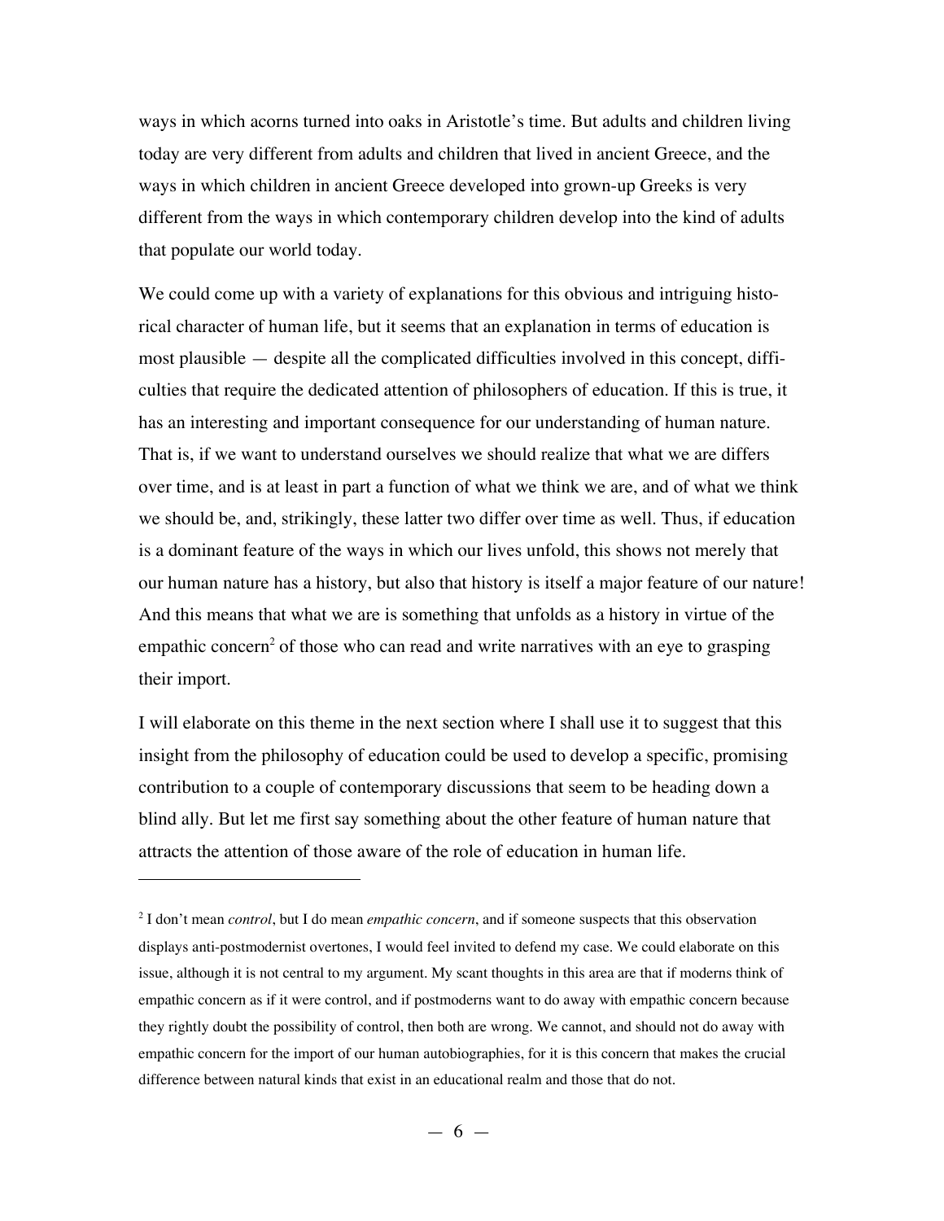ways in which acorns turned into oaks in Aristotle's time. But adults and children living today are very different from adults and children that lived in ancient Greece, and the ways in which children in ancient Greece developed into grown-up Greeks is very different from the ways in which contemporary children develop into the kind of adults that populate our world today.

We could come up with a variety of explanations for this obvious and intriguing historical character of human life, but it seems that an explanation in terms of education is most plausible — despite all the complicated difficulties involved in this concept, difficulties that require the dedicated attention of philosophers of education. If this is true, it has an interesting and important consequence for our understanding of human nature. That is, if we want to understand ourselves we should realize that what we are differs over time, and is at least in part a function of what we think we are, and of what we think we should be, and, strikingly, these latter two differ over time as well. Thus, if education is a dominant feature of the ways in which our lives unfold, this shows not merely that our human nature has a history, but also that history is itself a major feature of our nature! And this means that what we are is something that unfolds as a history in virtue of the empathic concern[2] of those who can read and write narratives with an eye to grasping their import.

I will elaborate on this theme in the next section where I shall use it to suggest that this insight from the philosophy of education could be used to develop a specific, promising contribution to a couple of contemporary discussions that seem to be heading down a blind ally. But let me first say something about the other feature of human nature that attracts the attention of those aware of the role of education in human life.

---

[2] I don't mean *control*, but I do mean *empathic concern*, and if someone suspects that this observation displays anti-postmodernist overtones, I would feel invited to defend my case. We could elaborate on this issue, although it is not central to my argument. My scant thoughts in this area are that if moderns think of empathic concern as if it were control, and if postmoderns want to do away with empathic concern because they rightly doubt the possibility of control, then both are wrong. We cannot, and should not do away with empathic concern for the import of our human autobiographies, for it is this concern that makes the crucial difference between natural kinds that exist in an educational realm and those that do not.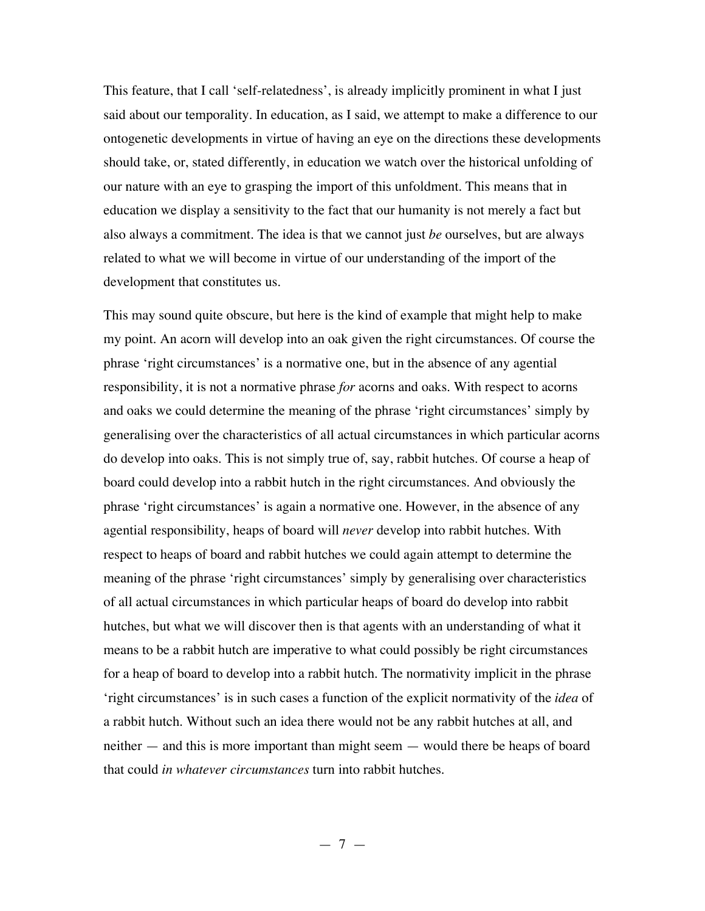This feature, that I call 'self-relatedness', is already implicitly prominent in what I just said about our temporality. In education, as I said, we attempt to make a difference to our ontogenetic developments in virtue of having an eye on the directions these developments should take, or, stated differently, in education we watch over the historical unfolding of our nature with an eye to grasping the import of this unfoldment. This means that in education we display a sensitivity to the fact that our humanity is not merely a fact but also always a commitment. The idea is that we cannot just *be* ourselves, but are always related to what we will become in virtue of our understanding of the import of the development that constitutes us.

This may sound quite obscure, but here is the kind of example that might help to make my point. An acorn will develop into an oak given the right circumstances. Of course the phrase 'right circumstances' is a normative one, but in the absence of any agential responsibility, it is not a normative phrase *for* acorns and oaks. With respect to acorns and oaks we could determine the meaning of the phrase 'right circumstances' simply by generalising over the characteristics of all actual circumstances in which particular acorns do develop into oaks. This is not simply true of, say, rabbit hutches. Of course a heap of board could develop into a rabbit hutch in the right circumstances. And obviously the phrase 'right circumstances' is again a normative one. However, in the absence of any agential responsibility, heaps of board will *never* develop into rabbit hutches. With respect to heaps of board and rabbit hutches we could again attempt to determine the meaning of the phrase 'right circumstances' simply by generalising over characteristics of all actual circumstances in which particular heaps of board do develop into rabbit hutches, but what we will discover then is that agents with an understanding of what it means to be a rabbit hutch are imperative to what could possibly be right circumstances for a heap of board to develop into a rabbit hutch. The normativity implicit in the phrase 'right circumstances' is in such cases a function of the explicit normativity of the *idea* of a rabbit hutch. Without such an idea there would not be any rabbit hutches at all, and neither — and this is more important than might seem — would there be heaps of board that could *in whatever circumstances* turn into rabbit hutches.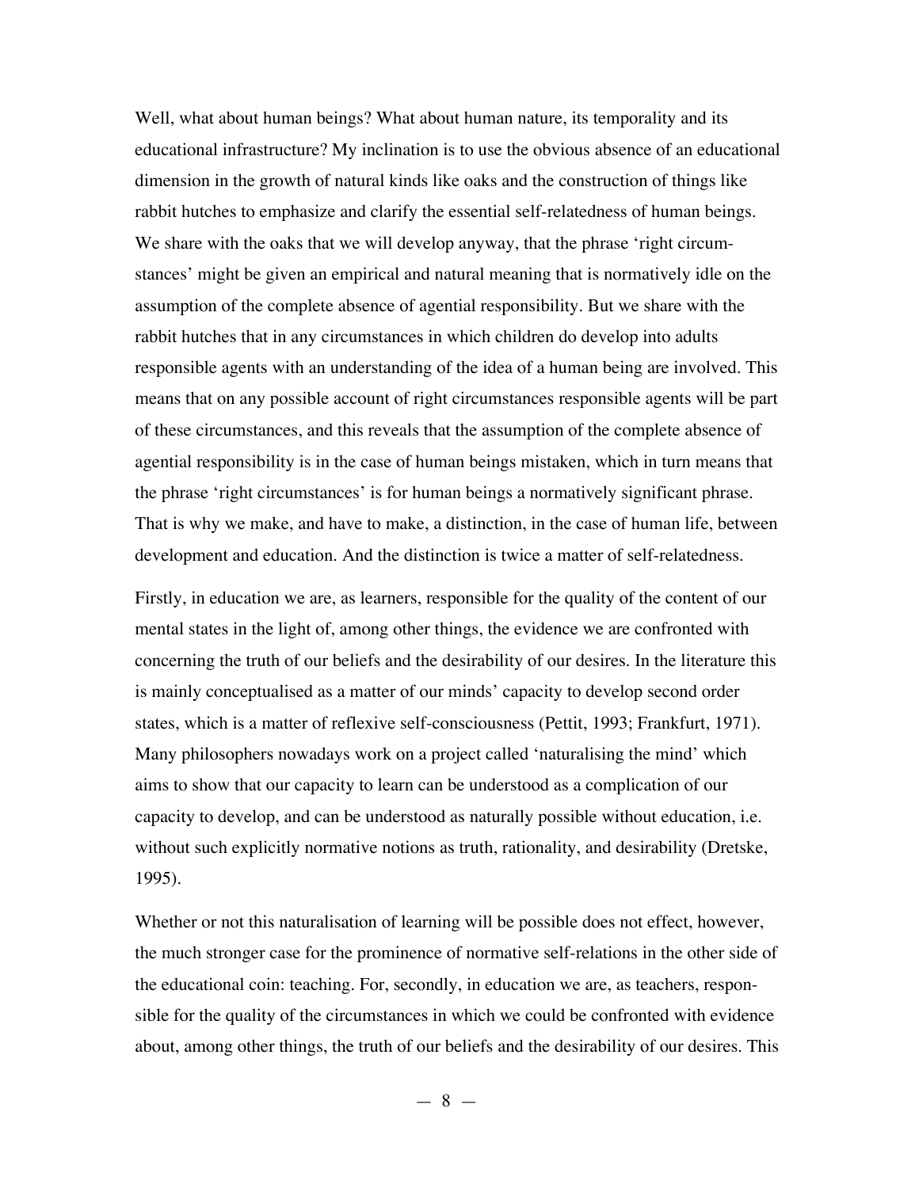Well, what about human beings? What about human nature, its temporality and its educational infrastructure? My inclination is to use the obvious absence of an educational dimension in the growth of natural kinds like oaks and the construction of things like rabbit hutches to emphasize and clarify the essential self-relatedness of human beings. We share with the oaks that we will develop anyway, that the phrase 'right circumstances' might be given an empirical and natural meaning that is normatively idle on the assumption of the complete absence of agential responsibility. But we share with the rabbit hutches that in any circumstances in which children do develop into adults responsible agents with an understanding of the idea of a human being are involved. This means that on any possible account of right circumstances responsible agents will be part of these circumstances, and this reveals that the assumption of the complete absence of agential responsibility is in the case of human beings mistaken, which in turn means that the phrase 'right circumstances' is for human beings a normatively significant phrase. That is why we make, and have to make, a distinction, in the case of human life, between development and education. And the distinction is twice a matter of self-relatedness.

Firstly, in education we are, as learners, responsible for the quality of the content of our mental states in the light of, among other things, the evidence we are confronted with concerning the truth of our beliefs and the desirability of our desires. In the literature this is mainly conceptualised as a matter of our minds' capacity to develop second order states, which is a matter of reflexive self-consciousness (Pettit, 1993; Frankfurt, 1971). Many philosophers nowadays work on a project called 'naturalising the mind' which aims to show that our capacity to learn can be understood as a complication of our capacity to develop, and can be understood as naturally possible without education, i.e. without such explicitly normative notions as truth, rationality, and desirability (Dretske, 1995).

Whether or not this naturalisation of learning will be possible does not effect, however, the much stronger case for the prominence of normative self-relations in the other side of the educational coin: teaching. For, secondly, in education we are, as teachers, responsible for the quality of the circumstances in which we could be confronted with evidence about, among other things, the truth of our beliefs and the desirability of our desires. This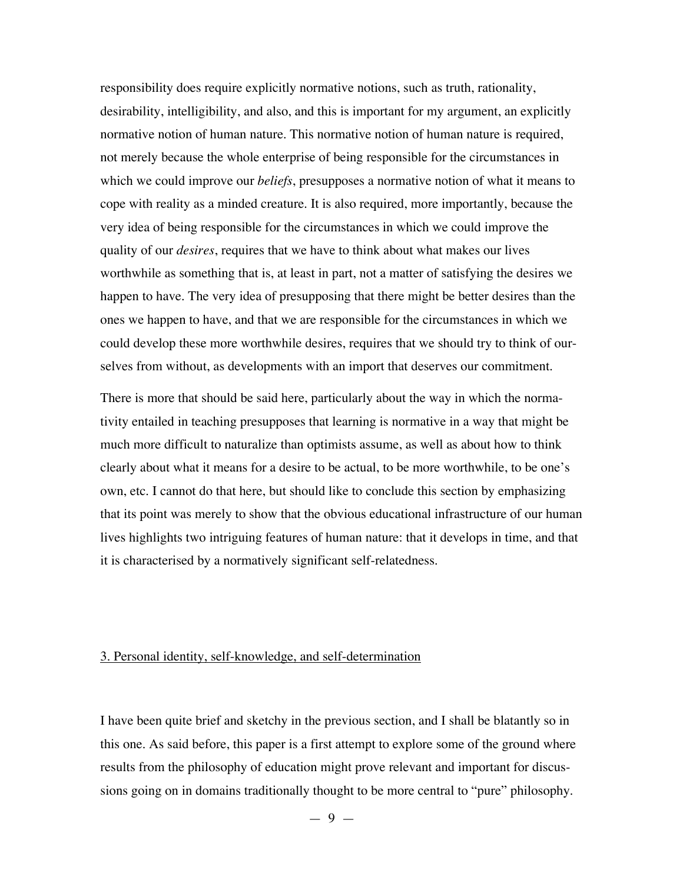responsibility does require explicitly normative notions, such as truth, rationality, desirability, intelligibility, and also, and this is important for my argument, an explicitly normative notion of human nature. This normative notion of human nature is required, not merely because the whole enterprise of being responsible for the circumstances in which we could improve our *beliefs*, presupposes a normative notion of what it means to cope with reality as a minded creature. It is also required, more importantly, because the very idea of being responsible for the circumstances in which we could improve the quality of our *desires*, requires that we have to think about what makes our lives worthwhile as something that is, at least in part, not a matter of satisfying the desires we happen to have. The very idea of presupposing that there might be better desires than the ones we happen to have, and that we are responsible for the circumstances in which we could develop these more worthwhile desires, requires that we should try to think of ourselves from without, as developments with an import that deserves our commitment.

There is more that should be said here, particularly about the way in which the normativity entailed in teaching presupposes that learning is normative in a way that might be much more difficult to naturalize than optimists assume, as well as about how to think clearly about what it means for a desire to be actual, to be more worthwhile, to be one's own, etc. I cannot do that here, but should like to conclude this section by emphasizing that its point was merely to show that the obvious educational infrastructure of our human lives highlights two intriguing features of human nature: that it develops in time, and that it is characterised by a normatively significant self-relatedness.

## 3. Personal identity, self-knowledge, and self-determination

I have been quite brief and sketchy in the previous section, and I shall be blatantly so in this one. As said before, this paper is a first attempt to explore some of the ground where results from the philosophy of education might prove relevant and important for discussions going on in domains traditionally thought to be more central to "pure" philosophy.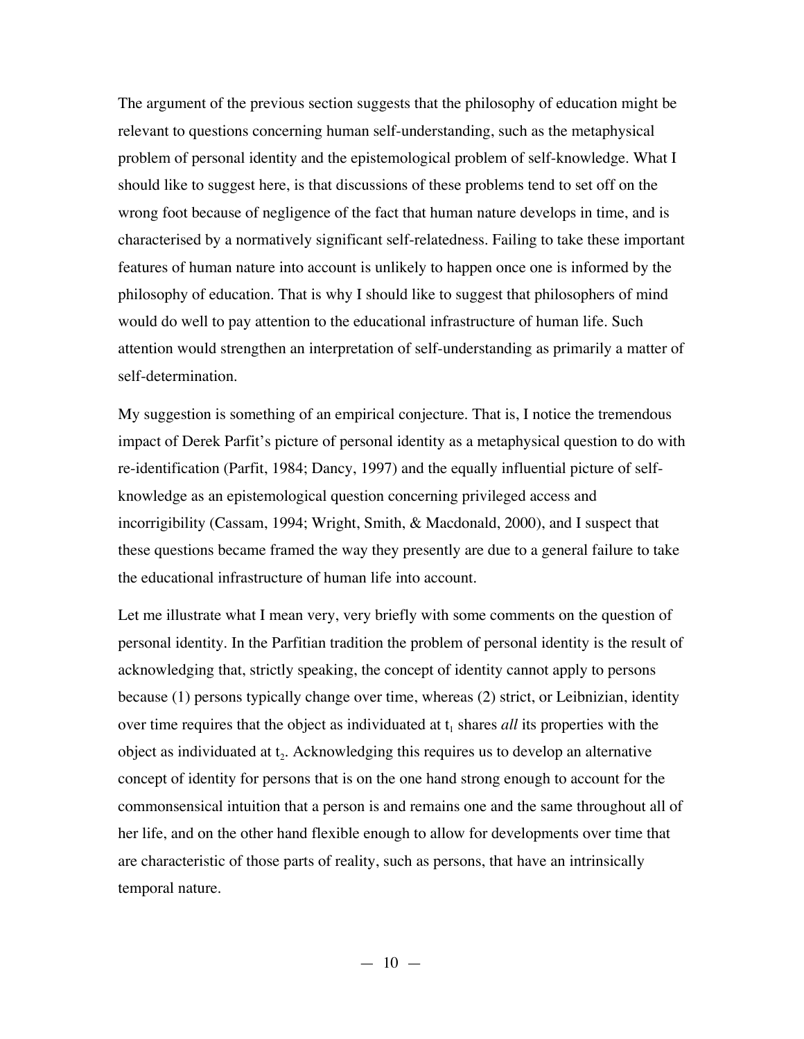The argument of the previous section suggests that the philosophy of education might be relevant to questions concerning human self-understanding, such as the metaphysical problem of personal identity and the epistemological problem of self-knowledge. What I should like to suggest here, is that discussions of these problems tend to set off on the wrong foot because of negligence of the fact that human nature develops in time, and is characterised by a normatively significant self-relatedness. Failing to take these important features of human nature into account is unlikely to happen once one is informed by the philosophy of education. That is why I should like to suggest that philosophers of mind would do well to pay attention to the educational infrastructure of human life. Such attention would strengthen an interpretation of self-understanding as primarily a matter of self-determination.

My suggestion is something of an empirical conjecture. That is, I notice the tremendous impact of Derek Parfit's picture of personal identity as a metaphysical question to do with re-identification (Parfit, 1984; Dancy, 1997) and the equally influential picture of self-knowledge as an epistemological question concerning privileged access and incorrigibility (Cassam, 1994; Wright, Smith, & Macdonald, 2000), and I suspect that these questions became framed the way they presently are due to a general failure to take the educational infrastructure of human life into account.

Let me illustrate what I mean very, very briefly with some comments on the question of personal identity. In the Parfitian tradition the problem of personal identity is the result of acknowledging that, strictly speaking, the concept of identity cannot apply to persons because (1) persons typically change over time, whereas (2) strict, or Leibnizian, identity over time requires that the object as individuated at $t_1$ shares *all* its properties with the object as individuated at $t_2$. Acknowledging this requires us to develop an alternative concept of identity for persons that is on the one hand strong enough to account for the commonsensical intuition that a person is and remains one and the same throughout all of her life, and on the other hand flexible enough to allow for developments over time that are characteristic of those parts of reality, such as persons, that have an intrinsically temporal nature.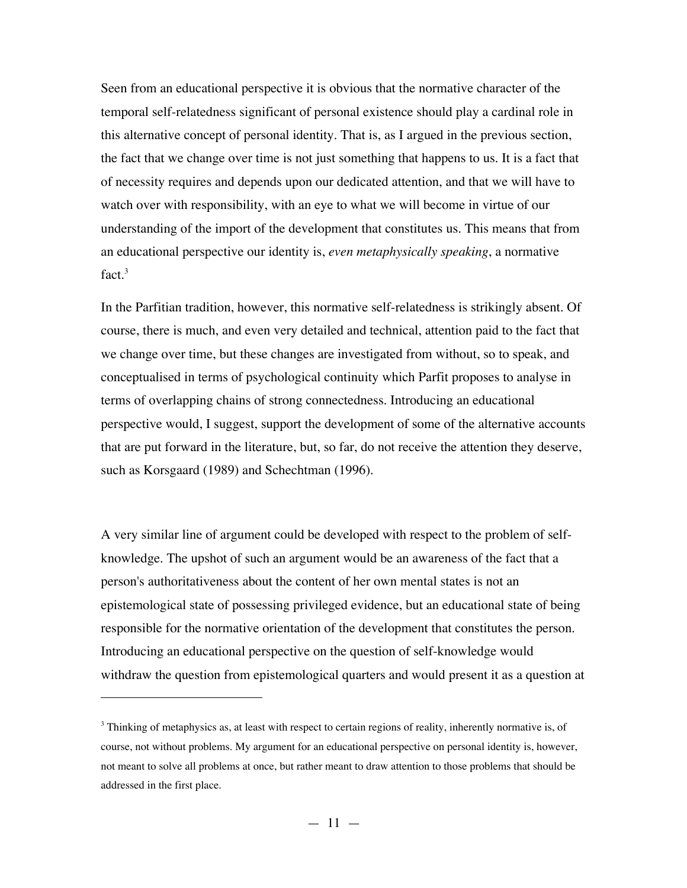Seen from an educational perspective it is obvious that the normative character of the temporal self-relatedness significant of personal existence should play a cardinal role in this alternative concept of personal identity. That is, as I argued in the previous section, the fact that we change over time is not just something that happens to us. It is a fact that of necessity requires and depends upon our dedicated attention, and that we will have to watch over with responsibility, with an eye to what we will become in virtue of our understanding of the import of the development that constitutes us. This means that from an educational perspective our identity is, *even metaphysically speaking*, a normative fact.[3]

In the Parfitian tradition, however, this normative self-relatedness is strikingly absent. Of course, there is much, and even very detailed and technical, attention paid to the fact that we change over time, but these changes are investigated from without, so to speak, and conceptualised in terms of psychological continuity which Parfit proposes to analyse in terms of overlapping chains of strong connectedness. Introducing an educational perspective would, I suggest, support the development of some of the alternative accounts that are put forward in the literature, but, so far, do not receive the attention they deserve, such as Korsgaard (1989) and Schechtman (1996).

A very similar line of argument could be developed with respect to the problem of self-knowledge. The upshot of such an argument would be an awareness of the fact that a person's authoritativeness about the content of her own mental states is not an epistemological state of possessing privileged evidence, but an educational state of being responsible for the normative orientation of the development that constitutes the person. Introducing an educational perspective on the question of self-knowledge would withdraw the question from epistemological quarters and would present it as a question at

[3] Thinking of metaphysics as, at least with respect to certain regions of reality, inherently normative is, of course, not without problems. My argument for an educational perspective on personal identity is, however, not meant to solve all problems at once, but rather meant to draw attention to those problems that should be addressed in the first place.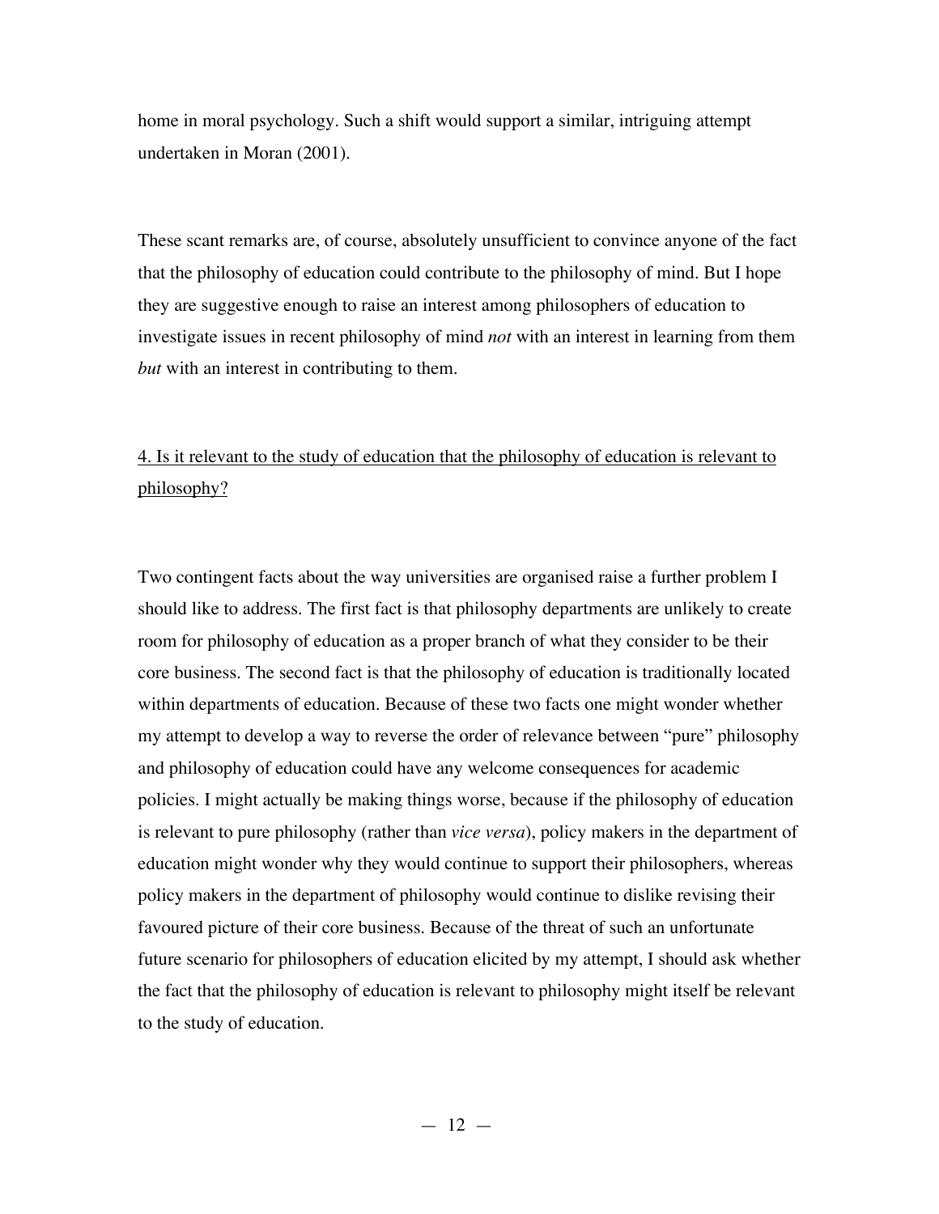home in moral psychology. Such a shift would support a similar, intriguing attempt undertaken in Moran (2001).

These scant remarks are, of course, absolutely unsufficient to convince anyone of the fact that the philosophy of education could contribute to the philosophy of mind. But I hope they are suggestive enough to raise an interest among philosophers of education to investigate issues in recent philosophy of mind *not* with an interest in learning from them *but* with an interest in contributing to them.

## 4. Is it relevant to the study of education that the philosophy of education is relevant to philosophy?

Two contingent facts about the way universities are organised raise a further problem I should like to address. The first fact is that philosophy departments are unlikely to create room for philosophy of education as a proper branch of what they consider to be their core business. The second fact is that the philosophy of education is traditionally located within departments of education. Because of these two facts one might wonder whether my attempt to develop a way to reverse the order of relevance between "pure" philosophy and philosophy of education could have any welcome consequences for academic policies. I might actually be making things worse, because if the philosophy of education is relevant to pure philosophy (rather than *vice versa*), policy makers in the department of education might wonder why they would continue to support their philosophers, whereas policy makers in the department of philosophy would continue to dislike revising their favoured picture of their core business. Because of the threat of such an unfortunate future scenario for philosophers of education elicited by my attempt, I should ask whether the fact that the philosophy of education is relevant to philosophy might itself be relevant to the study of education.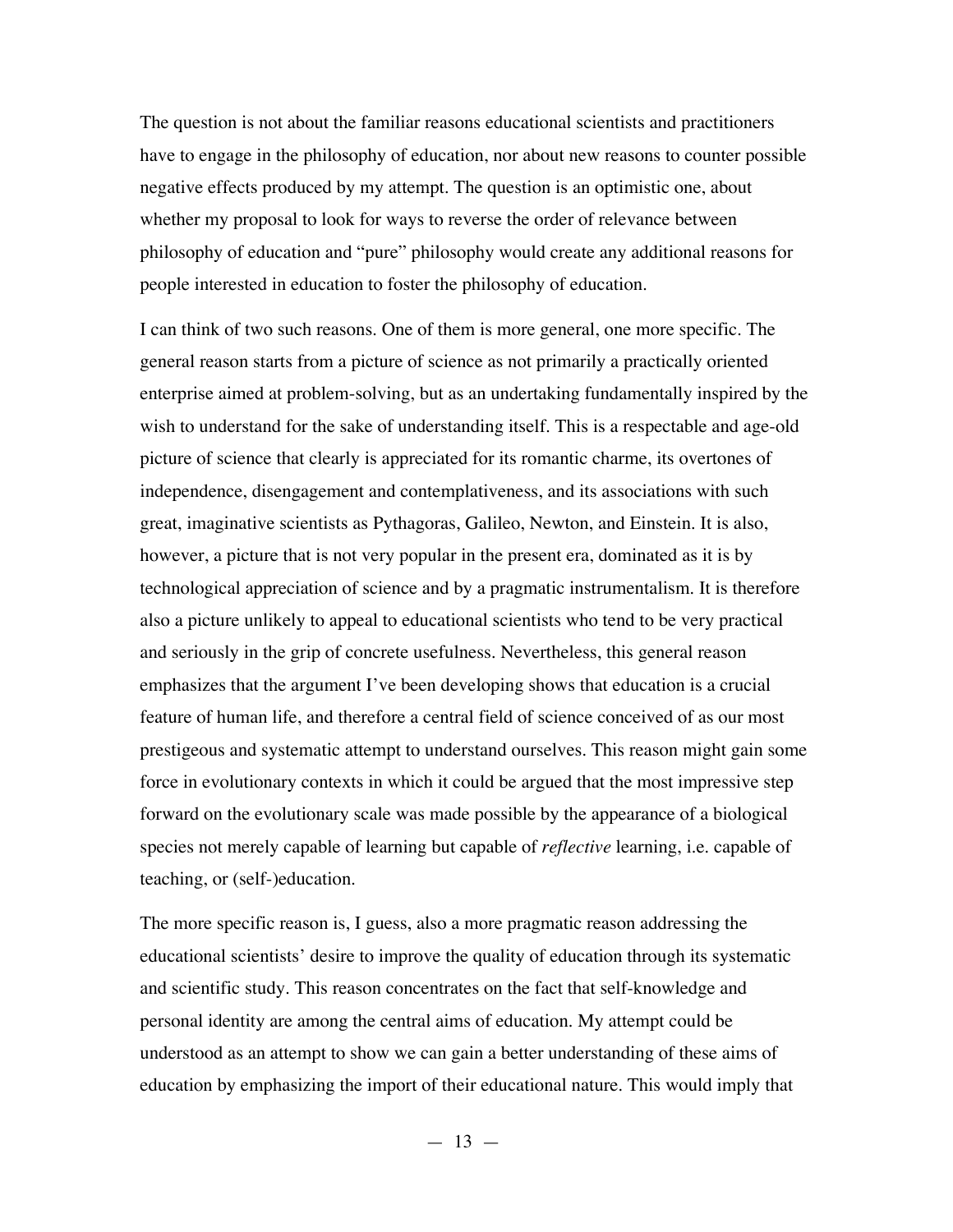The question is not about the familiar reasons educational scientists and practitioners have to engage in the philosophy of education, nor about new reasons to counter possible negative effects produced by my attempt. The question is an optimistic one, about whether my proposal to look for ways to reverse the order of relevance between philosophy of education and "pure" philosophy would create any additional reasons for people interested in education to foster the philosophy of education.

I can think of two such reasons. One of them is more general, one more specific. The general reason starts from a picture of science as not primarily a practically oriented enterprise aimed at problem-solving, but as an undertaking fundamentally inspired by the wish to understand for the sake of understanding itself. This is a respectable and age-old picture of science that clearly is appreciated for its romantic charme, its overtones of independence, disengagement and contemplativeness, and its associations with such great, imaginative scientists as Pythagoras, Galileo, Newton, and Einstein. It is also, however, a picture that is not very popular in the present era, dominated as it is by technological appreciation of science and by a pragmatic instrumentalism. It is therefore also a picture unlikely to appeal to educational scientists who tend to be very practical and seriously in the grip of concrete usefulness. Nevertheless, this general reason emphasizes that the argument I've been developing shows that education is a crucial feature of human life, and therefore a central field of science conceived of as our most prestigeous and systematic attempt to understand ourselves. This reason might gain some force in evolutionary contexts in which it could be argued that the most impressive step forward on the evolutionary scale was made possible by the appearance of a biological species not merely capable of learning but capable of *reflective* learning, i.e. capable of teaching, or (self-)education.

The more specific reason is, I guess, also a more pragmatic reason addressing the educational scientists' desire to improve the quality of education through its systematic and scientific study. This reason concentrates on the fact that self-knowledge and personal identity are among the central aims of education. My attempt could be understood as an attempt to show we can gain a better understanding of these aims of education by emphasizing the import of their educational nature. This would imply that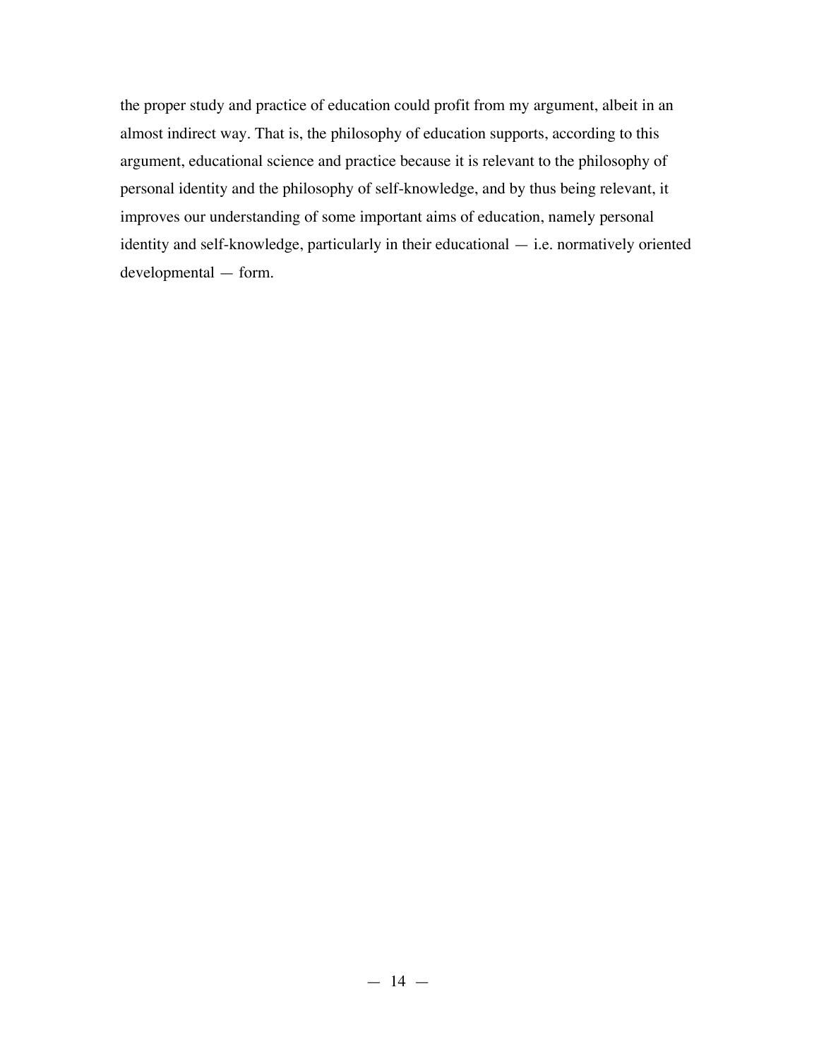the proper study and practice of education could profit from my argument, albeit in an almost indirect way. That is, the philosophy of education supports, according to this argument, educational science and practice because it is relevant to the philosophy of personal identity and the philosophy of self-knowledge, and by thus being relevant, it improves our understanding of some important aims of education, namely personal identity and self-knowledge, particularly in their educational — i.e. normatively oriented developmental — form.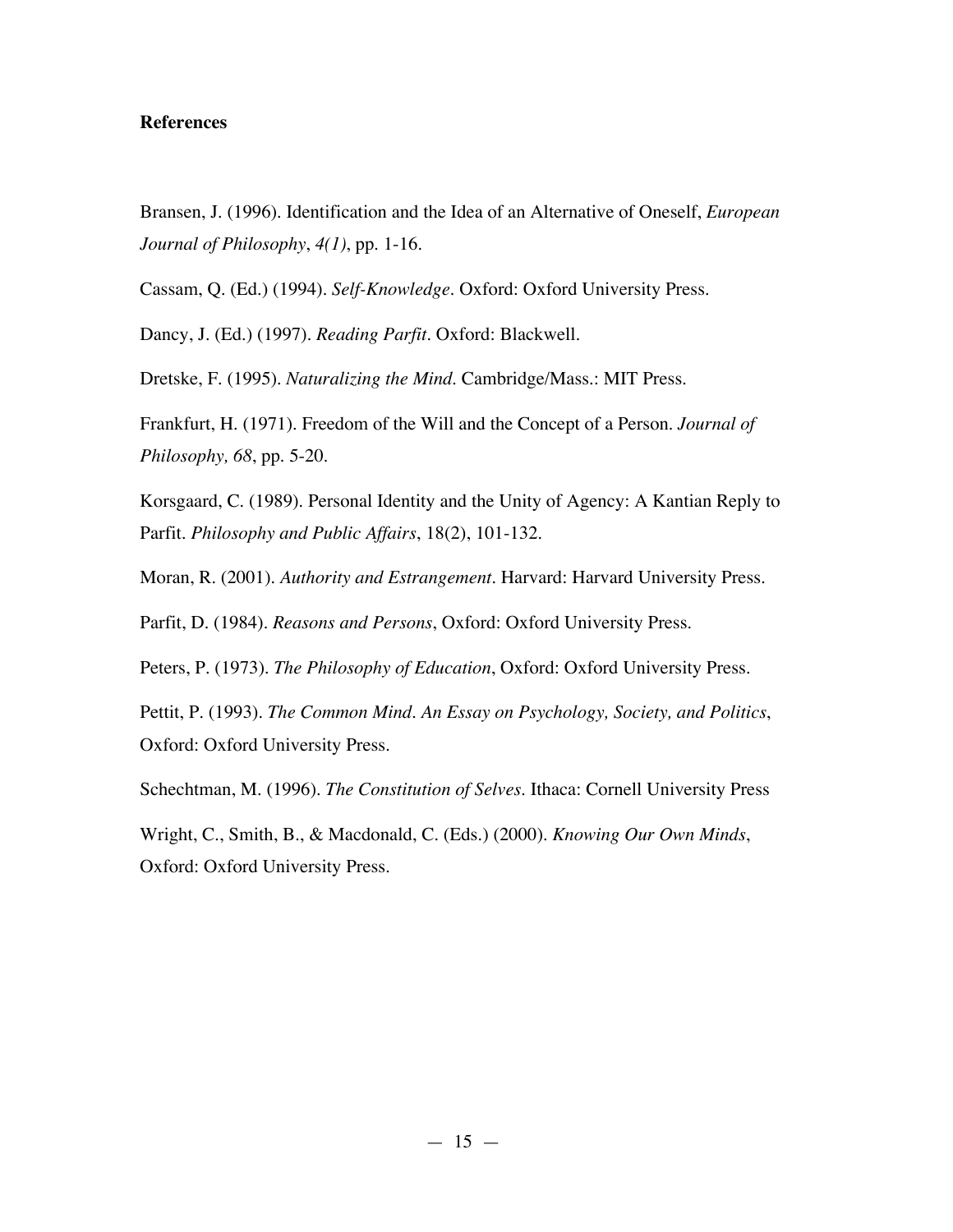**References**

Bransen, J. (1996). Identification and the Idea of an Alternative of Oneself, *European Journal of Philosophy*, *4(1)*, pp. 1-16.

Cassam, Q. (Ed.) (1994). *Self-Knowledge*. Oxford: Oxford University Press.

Dancy, J. (Ed.) (1997). *Reading Parfit*. Oxford: Blackwell.

Dretske, F. (1995). *Naturalizing the Mind*. Cambridge/Mass.: MIT Press.

Frankfurt, H. (1971). Freedom of the Will and the Concept of a Person. *Journal of Philosophy, 68*, pp. 5-20.

Korsgaard, C. (1989). Personal Identity and the Unity of Agency: A Kantian Reply to Parfit. *Philosophy and Public Affairs*, 18(2), 101-132.

Moran, R. (2001). *Authority and Estrangement*. Harvard: Harvard University Press.

Parfit, D. (1984). *Reasons and Persons*, Oxford: Oxford University Press.

Peters, P. (1973). *The Philosophy of Education*, Oxford: Oxford University Press.

Pettit, P. (1993). *The Common Mind. An Essay on Psychology, Society, and Politics*, Oxford: Oxford University Press.

Schechtman, M. (1996). *The Constitution of Selves*. Ithaca: Cornell University Press

Wright, C., Smith, B., & Macdonald, C. (Eds.) (2000). *Knowing Our Own Minds*, Oxford: Oxford University Press.